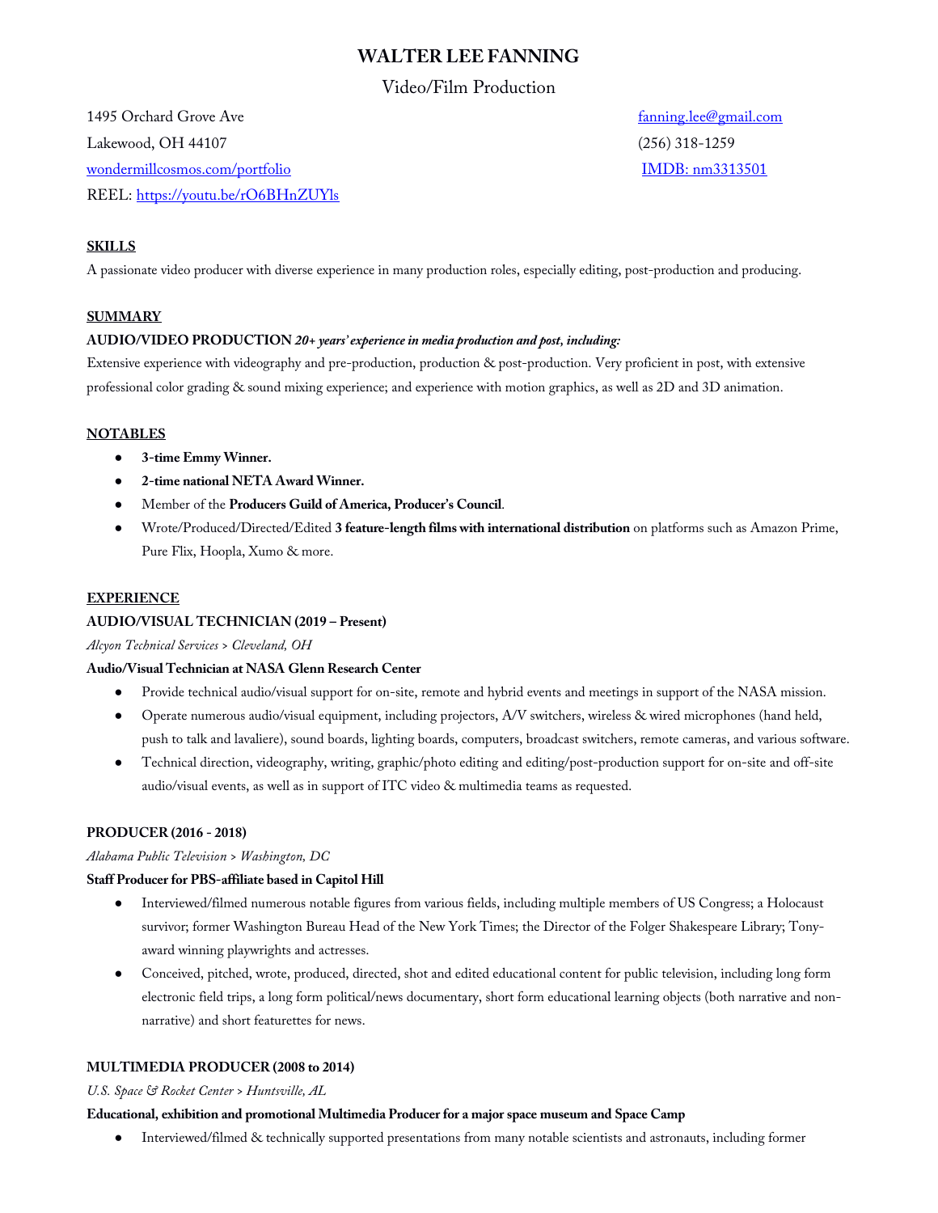# WALTER LEE FANNING

Video/Film Production

1495 Orchard Grove Ave
Lakewood, OH 44107
wondermillcosmos.com/portfolio
REEL: https://youtu.be/rO6BHnZUYls

fanning.lee@gmail.com
(256) 318-1259
IMDB: nm3313501

## SKILLS

A passionate video producer with diverse experience in many production roles, especially editing, post-production and producing.

## SUMMARY

**AUDIO/VIDEO PRODUCTION** ***20+ years' experience in media production and post, including:***

Extensive experience with videography and pre-production, production & post-production. Very proficient in post, with extensive professional color grading & sound mixing experience; and experience with motion graphics, as well as 2D and 3D animation.

## NOTABLES

- **3-time Emmy Winner.**
- **2-time national NETA Award Winner.**
- Member of the **Producers Guild of America, Producer's Council**.
- Wrote/Produced/Directed/Edited **3 feature-length films with international distribution** on platforms such as Amazon Prime, Pure Flix, Hoopla, Xumo & more.

## EXPERIENCE

### AUDIO/VISUAL TECHNICIAN (2019 – Present)

*Alcyon Technical Services > Cleveland, OH*

**Audio/Visual Technician at NASA Glenn Research Center**

- Provide technical audio/visual support for on-site, remote and hybrid events and meetings in support of the NASA mission.
- Operate numerous audio/visual equipment, including projectors, A/V switchers, wireless & wired microphones (hand held, push to talk and lavaliere), sound boards, lighting boards, computers, broadcast switchers, remote cameras, and various software.
- Technical direction, videography, writing, graphic/photo editing and editing/post-production support for on-site and off-site audio/visual events, as well as in support of ITC video & multimedia teams as requested.

### PRODUCER (2016 - 2018)

*Alabama Public Television > Washington, DC*

**Staff Producer for PBS-affiliate based in Capitol Hill**

- Interviewed/filmed numerous notable figures from various fields, including multiple members of US Congress; a Holocaust survivor; former Washington Bureau Head of the New York Times; the Director of the Folger Shakespeare Library; Tony-award winning playwrights and actresses.
- Conceived, pitched, wrote, produced, directed, shot and edited educational content for public television, including long form electronic field trips, a long form political/news documentary, short form educational learning objects (both narrative and non-narrative) and short featurettes for news.

### MULTIMEDIA PRODUCER (2008 to 2014)

*U.S. Space & Rocket Center > Huntsville, AL*

**Educational, exhibition and promotional Multimedia Producer for a major space museum and Space Camp**

- Interviewed/filmed & technically supported presentations from many notable scientists and astronauts, including former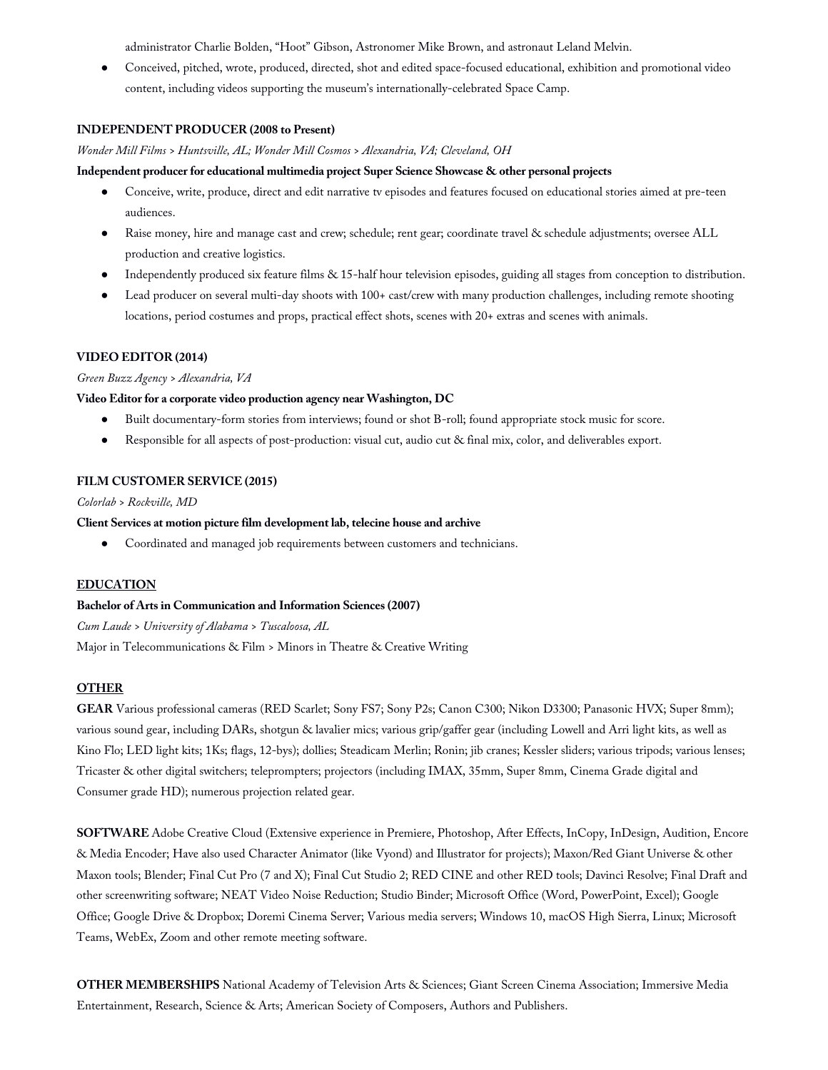administrator Charlie Bolden, "Hoot" Gibson, Astronomer Mike Brown, and astronaut Leland Melvin.

- Conceived, pitched, wrote, produced, directed, shot and edited space-focused educational, exhibition and promotional video content, including videos supporting the museum's internationally-celebrated Space Camp.

**INDEPENDENT PRODUCER (2008 to Present)**

*Wonder Mill Films > Huntsville, AL; Wonder Mill Cosmos > Alexandria, VA; Cleveland, OH*

**Independent producer for educational multimedia project Super Science Showcase & other personal projects**

- Conceive, write, produce, direct and edit narrative tv episodes and features focused on educational stories aimed at pre-teen audiences.
- Raise money, hire and manage cast and crew; schedule; rent gear; coordinate travel & schedule adjustments; oversee ALL production and creative logistics.
- Independently produced six feature films & 15-half hour television episodes, guiding all stages from conception to distribution.
- Lead producer on several multi-day shoots with 100+ cast/crew with many production challenges, including remote shooting locations, period costumes and props, practical effect shots, scenes with 20+ extras and scenes with animals.

**VIDEO EDITOR (2014)**

*Green Buzz Agency > Alexandria, VA*

**Video Editor for a corporate video production agency near Washington, DC**

- Built documentary-form stories from interviews; found or shot B-roll; found appropriate stock music for score.
- Responsible for all aspects of post-production: visual cut, audio cut & final mix, color, and deliverables export.

**FILM CUSTOMER SERVICE (2015)**

*Colorlab > Rockville, MD*

**Client Services at motion picture film development lab, telecine house and archive**

- Coordinated and managed job requirements between customers and technicians.

## EDUCATION

**Bachelor of Arts in Communication and Information Sciences (2007)**

*Cum Laude > University of Alabama > Tuscaloosa, AL*

Major in Telecommunications & Film > Minors in Theatre & Creative Writing

## OTHER

**GEAR** Various professional cameras (RED Scarlet; Sony FS7; Sony P2s; Canon C300; Nikon D3300; Panasonic HVX; Super 8mm); various sound gear, including DARs, shotgun & lavalier mics; various grip/gaffer gear (including Lowell and Arri light kits, as well as Kino Flo; LED light kits; 1Ks; flags, 12-bys); dollies; Steadicam Merlin; Ronin; jib cranes; Kessler sliders; various tripods; various lenses; Tricaster & other digital switchers; teleprompters; projectors (including IMAX, 35mm, Super 8mm, Cinema Grade digital and Consumer grade HD); numerous projection related gear.

**SOFTWARE** Adobe Creative Cloud (Extensive experience in Premiere, Photoshop, After Effects, InCopy, InDesign, Audition, Encore & Media Encoder; Have also used Character Animator (like Vyond) and Illustrator for projects); Maxon/Red Giant Universe & other Maxon tools; Blender; Final Cut Pro (7 and X); Final Cut Studio 2; RED CINE and other RED tools; Davinci Resolve; Final Draft and other screenwriting software; NEAT Video Noise Reduction; Studio Binder; Microsoft Office (Word, PowerPoint, Excel); Google Office; Google Drive & Dropbox; Doremi Cinema Server; Various media servers; Windows 10, macOS High Sierra, Linux; Microsoft Teams, WebEx, Zoom and other remote meeting software.

**OTHER MEMBERSHIPS** National Academy of Television Arts & Sciences; Giant Screen Cinema Association; Immersive Media Entertainment, Research, Science & Arts; American Society of Composers, Authors and Publishers.